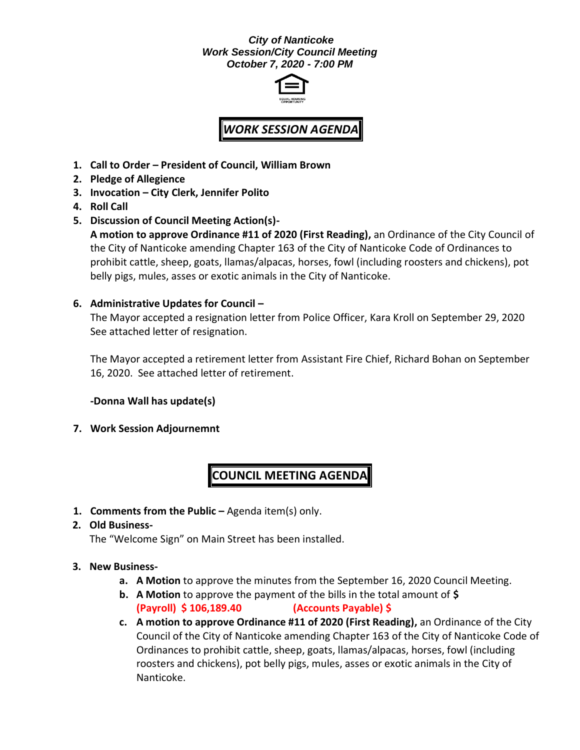***City of Nanticoke***
***Work Session/City Council Meeting***
***October 7, 2020 - 7:00 PM***

EQUAL HOUSING OPPORTUNITY

## *WORK SESSION AGENDA*

1. **Call to Order – President of Council, William Brown**
2. **Pledge of Allegience**
3. **Invocation – City Clerk, Jennifer Polito**
4. **Roll Call**
5. **Discussion of Council Meeting Action(s)-**
   **A motion to approve Ordinance #11 of 2020 (First Reading),** an Ordinance of the City Council of the City of Nanticoke amending Chapter 163 of the City of Nanticoke Code of Ordinances to prohibit cattle, sheep, goats, llamas/alpacas, horses, fowl (including roosters and chickens), pot belly pigs, mules, asses or exotic animals in the City of Nanticoke.

6. **Administrative Updates for Council –**
   The Mayor accepted a resignation letter from Police Officer, Kara Kroll on September 29, 2020 See attached letter of resignation.

   The Mayor accepted a retirement letter from Assistant Fire Chief, Richard Bohan on September 16, 2020. See attached letter of retirement.

   **-Donna Wall has update(s)**

7. **Work Session Adjournemnt**

## COUNCIL MEETING AGENDA

1. **Comments from the Public –** Agenda item(s) only.
2. **Old Business-**
   The "Welcome Sign" on Main Street has been installed.

3. **New Business-**
   a. **A Motion** to approve the minutes from the September 16, 2020 Council Meeting.
   b. **A Motion** to approve the payment of the bills in the total amount of **$**
      **(Payroll) $ 106,189.40** **(Accounts Payable) $**
   c. **A motion to approve Ordinance #11 of 2020 (First Reading),** an Ordinance of the City Council of the City of Nanticoke amending Chapter 163 of the City of Nanticoke Code of Ordinances to prohibit cattle, sheep, goats, llamas/alpacas, horses, fowl (including roosters and chickens), pot belly pigs, mules, asses or exotic animals in the City of Nanticoke.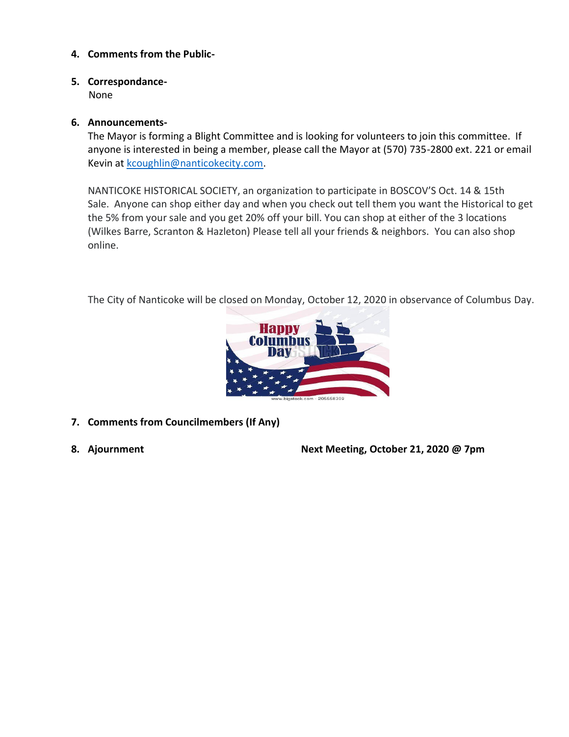4. **Comments from the Public-**

5. **Correspondance-**
   None

6. **Announcements-**
   The Mayor is forming a Blight Committee and is looking for volunteers to join this committee. If anyone is interested in being a member, please call the Mayor at (570) 735-2800 ext. 221 or email Kevin at kcoughlin@nanticokecity.com.

   NANTICOKE HISTORICAL SOCIETY, an organization to participate in BOSCOV'S Oct. 14 & 15th Sale. Anyone can shop either day and when you check out tell them you want the Historical to get the 5% from your sale and you get 20% off your bill. You can shop at either of the 3 locations (Wilkes Barre, Scranton & Hazleton) Please tell all your friends & neighbors. You can also shop online.

   The City of Nanticoke will be closed on Monday, October 12, 2020 in observance of Columbus Day.

7. **Comments from Councilmembers (If Any)**

8. **Ajournment** **Next Meeting, October 21, 2020 @ 7pm**